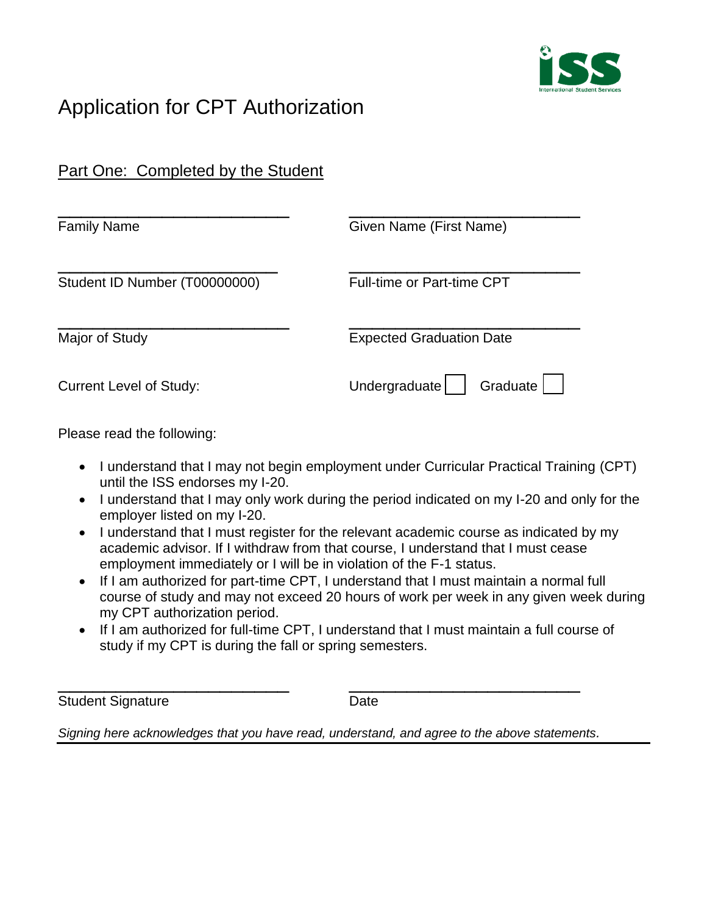# Application for CPT Authorization

## Part One: Completed by the Student

| | |
|---|---|
| ____________________ | ____________________ |
| Family Name | Given Name (First Name) |
| ____________________ | ____________________ |
| Student ID Number (T00000000) | Full-time or Part-time CPT |
| ____________________ | ____________________ |
| Major of Study | Expected Graduation Date |

Current Level of Study: Undergraduate ☐ Graduate ☐

Please read the following:

- I understand that I may not begin employment under Curricular Practical Training (CPT) until the ISS endorses my I-20.
- I understand that I may only work during the period indicated on my I-20 and only for the employer listed on my I-20.
- I understand that I must register for the relevant academic course as indicated by my academic advisor. If I withdraw from that course, I understand that I must cease employment immediately or I will be in violation of the F-1 status.
- If I am authorized for part-time CPT, I understand that I must maintain a normal full course of study and may not exceed 20 hours of work per week in any given week during my CPT authorization period.
- If I am authorized for full-time CPT, I understand that I must maintain a full course of study if my CPT is during the fall or spring semesters.

| | |
|---|---|
| ____________________ | ____________________ |
| Student Signature | Date |

*Signing here acknowledges that you have read, understand, and agree to the above statements.*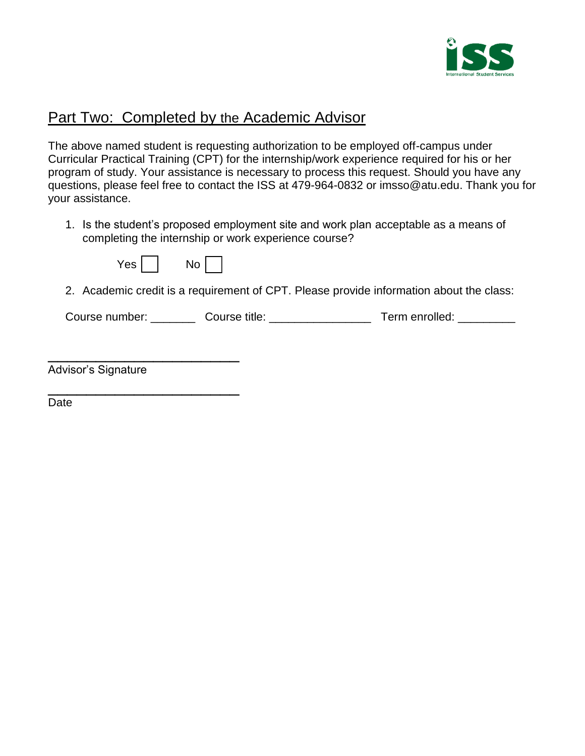## Part Two: Completed by the Academic Advisor

The above named student is requesting authorization to be employed off-campus under Curricular Practical Training (CPT) for the internship/work experience required for his or her program of study. Your assistance is necessary to process this request. Should you have any questions, please feel free to contact the ISS at 479-964-0832 or imsso@atu.edu. Thank you for your assistance.

1. Is the student's proposed employment site and work plan acceptable as a means of completing the internship or work experience course?

   Yes ☐ No ☐

2. Academic credit is a requirement of CPT. Please provide information about the class:

   Course number: _______ Course title: _______________ Term enrolled: _________

_____________________________
Advisor's Signature

_____________________________
Date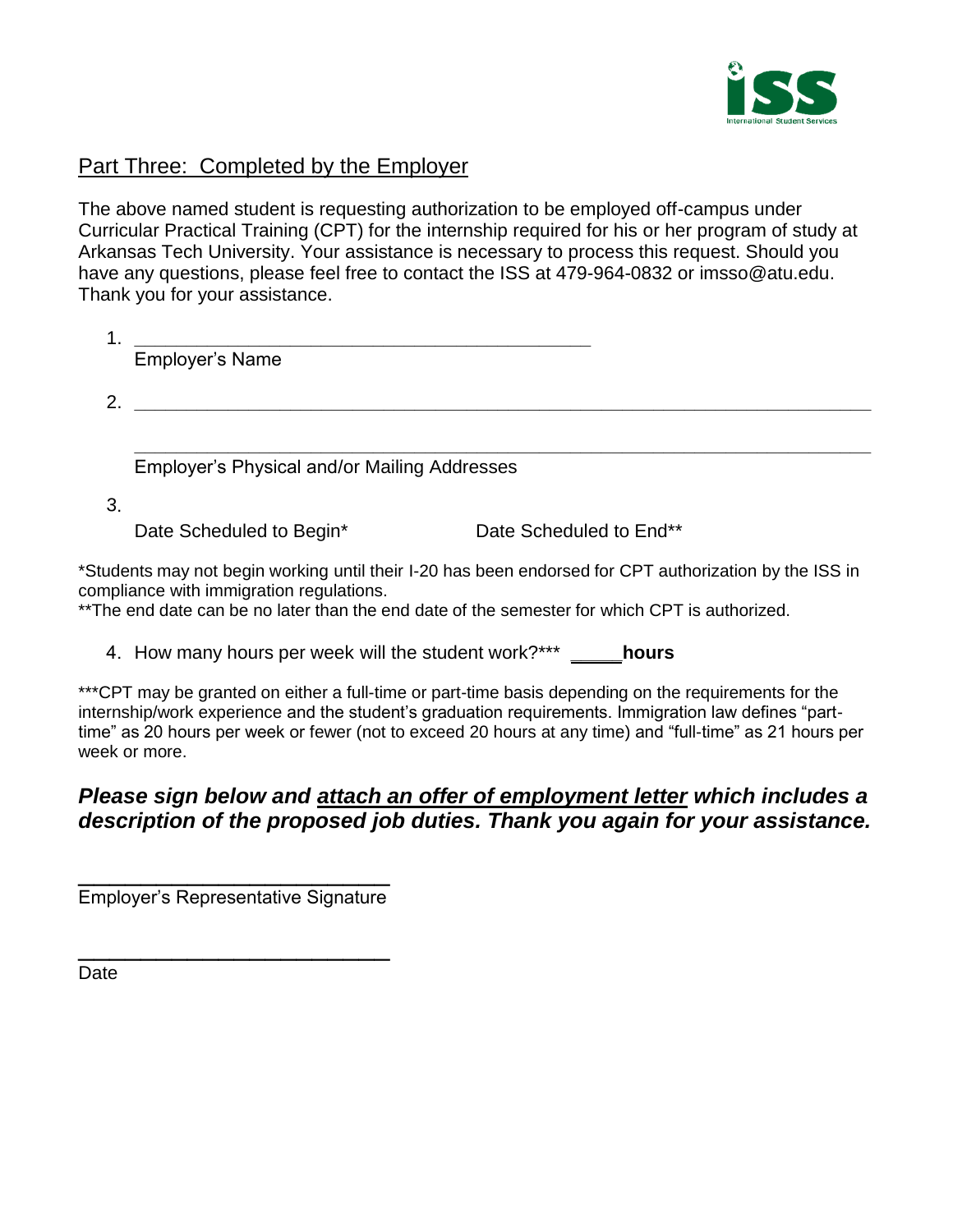## Part Three: Completed by the Employer

The above named student is requesting authorization to be employed off-campus under Curricular Practical Training (CPT) for the internship required for his or her program of study at Arkansas Tech University. Your assistance is necessary to process this request. Should you have any questions, please feel free to contact the ISS at 479-964-0832 or imsso@atu.edu. Thank you for your assistance.

1. _______________________________________________
   Employer's Name

2. ___________________________________________________________________________

   ___________________________________________________________________________
   Employer's Physical and/or Mailing Addresses

3. Date Scheduled to Begin*                    Date Scheduled to End**

*Students may not begin working until their I-20 has been endorsed for CPT authorization by the ISS in compliance with immigration regulations.
**The end date can be no later than the end date of the semester for which CPT is authorized.

4. How many hours per week will the student work?*** _____**hours**

***CPT may be granted on either a full-time or part-time basis depending on the requirements for the internship/work experience and the student's graduation requirements. Immigration law defines "part-time" as 20 hours per week or fewer (not to exceed 20 hours at any time) and "full-time" as 21 hours per week or more.

### ***Please sign below and <u>attach an offer of employment letter</u> which includes a description of the proposed job duties. Thank you again for your assistance.***

______________________________
Employer's Representative Signature

______________________________
Date